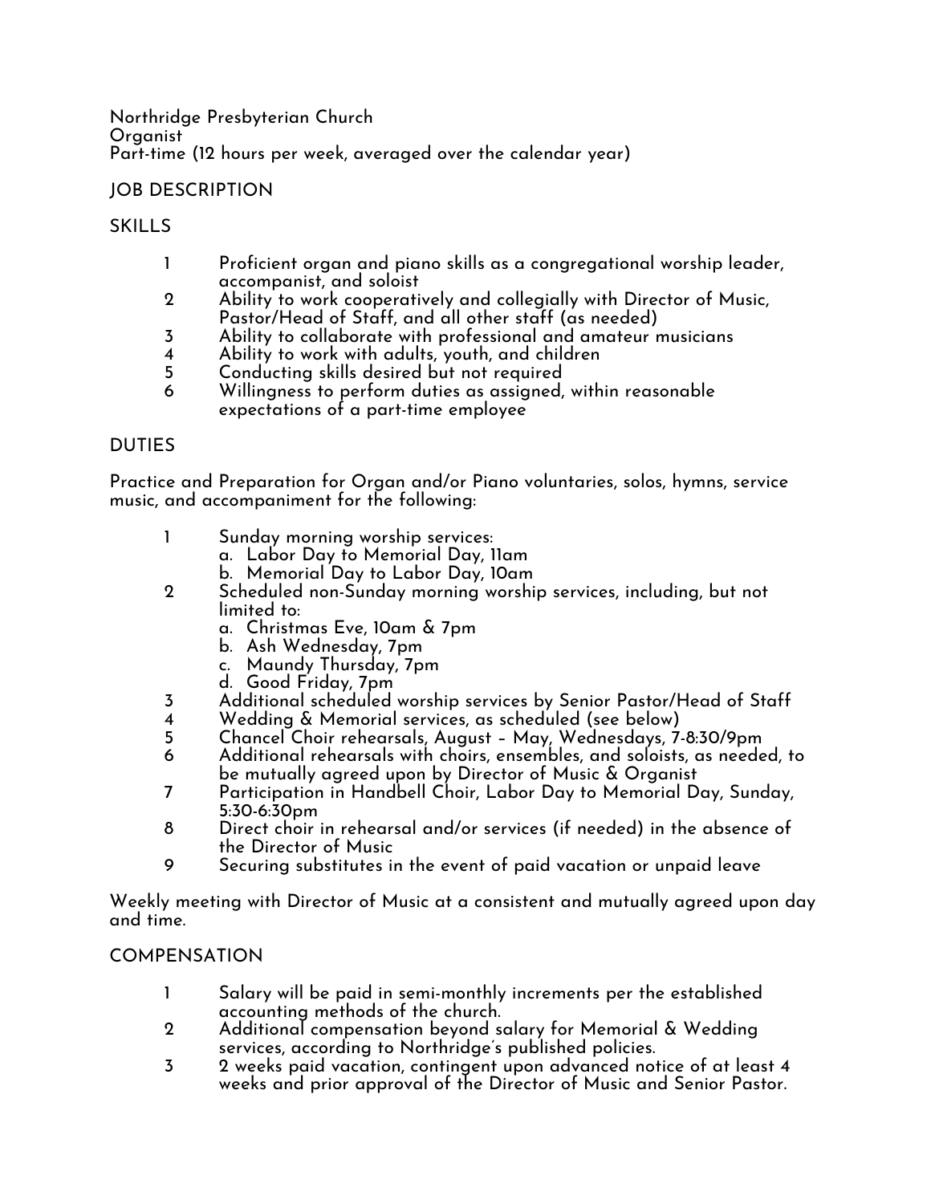Northridge Presbyterian Church
Organist
Part-time (12 hours per week, averaged over the calendar year)

## JOB DESCRIPTION

### SKILLS

1. Proficient organ and piano skills as a congregational worship leader, accompanist, and soloist
2. Ability to work cooperatively and collegially with Director of Music, Pastor/Head of Staff, and all other staff (as needed)
3. Ability to collaborate with professional and amateur musicians
4. Ability to work with adults, youth, and children
5. Conducting skills desired but not required
6. Willingness to perform duties as assigned, within reasonable expectations of a part-time employee

### DUTIES

Practice and Preparation for Organ and/or Piano voluntaries, solos, hymns, service music, and accompaniment for the following:

1. Sunday morning worship services:
   a. Labor Day to Memorial Day, 11am
   b. Memorial Day to Labor Day, 10am
2. Scheduled non-Sunday morning worship services, including, but not limited to:
   a. Christmas Eve, 10am & 7pm
   b. Ash Wednesday, 7pm
   c. Maundy Thursday, 7pm
   d. Good Friday, 7pm
3. Additional scheduled worship services by Senior Pastor/Head of Staff
4. Wedding & Memorial services, as scheduled (see below)
5. Chancel Choir rehearsals, August – May, Wednesdays, 7-8:30/9pm
6. Additional rehearsals with choirs, ensembles, and soloists, as needed, to be mutually agreed upon by Director of Music & Organist
7. Participation in Handbell Choir, Labor Day to Memorial Day, Sunday, 5:30-6:30pm
8. Direct choir in rehearsal and/or services (if needed) in the absence of the Director of Music
9. Securing substitutes in the event of paid vacation or unpaid leave

Weekly meeting with Director of Music at a consistent and mutually agreed upon day and time.

### COMPENSATION

1. Salary will be paid in semi-monthly increments per the established accounting methods of the church.
2. Additional compensation beyond salary for Memorial & Wedding services, according to Northridge's published policies.
3. 2 weeks paid vacation, contingent upon advanced notice of at least 4 weeks and prior approval of the Director of Music and Senior Pastor.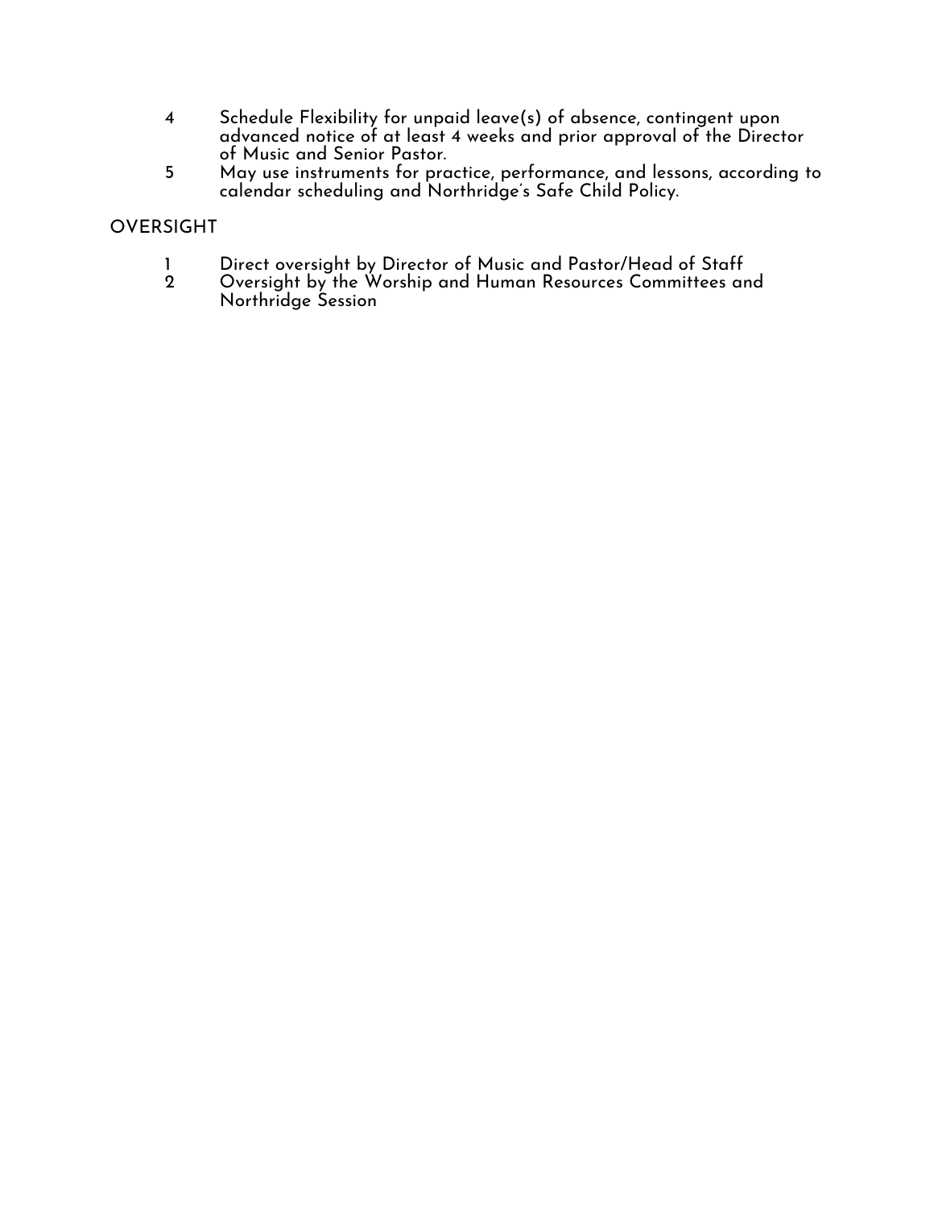4. Schedule Flexibility for unpaid leave(s) of absence, contingent upon advanced notice of at least 4 weeks and prior approval of the Director of Music and Senior Pastor.
5. May use instruments for practice, performance, and lessons, according to calendar scheduling and Northridge's Safe Child Policy.

## OVERSIGHT

1. Direct oversight by Director of Music and Pastor/Head of Staff
2. Oversight by the Worship and Human Resources Committees and Northridge Session